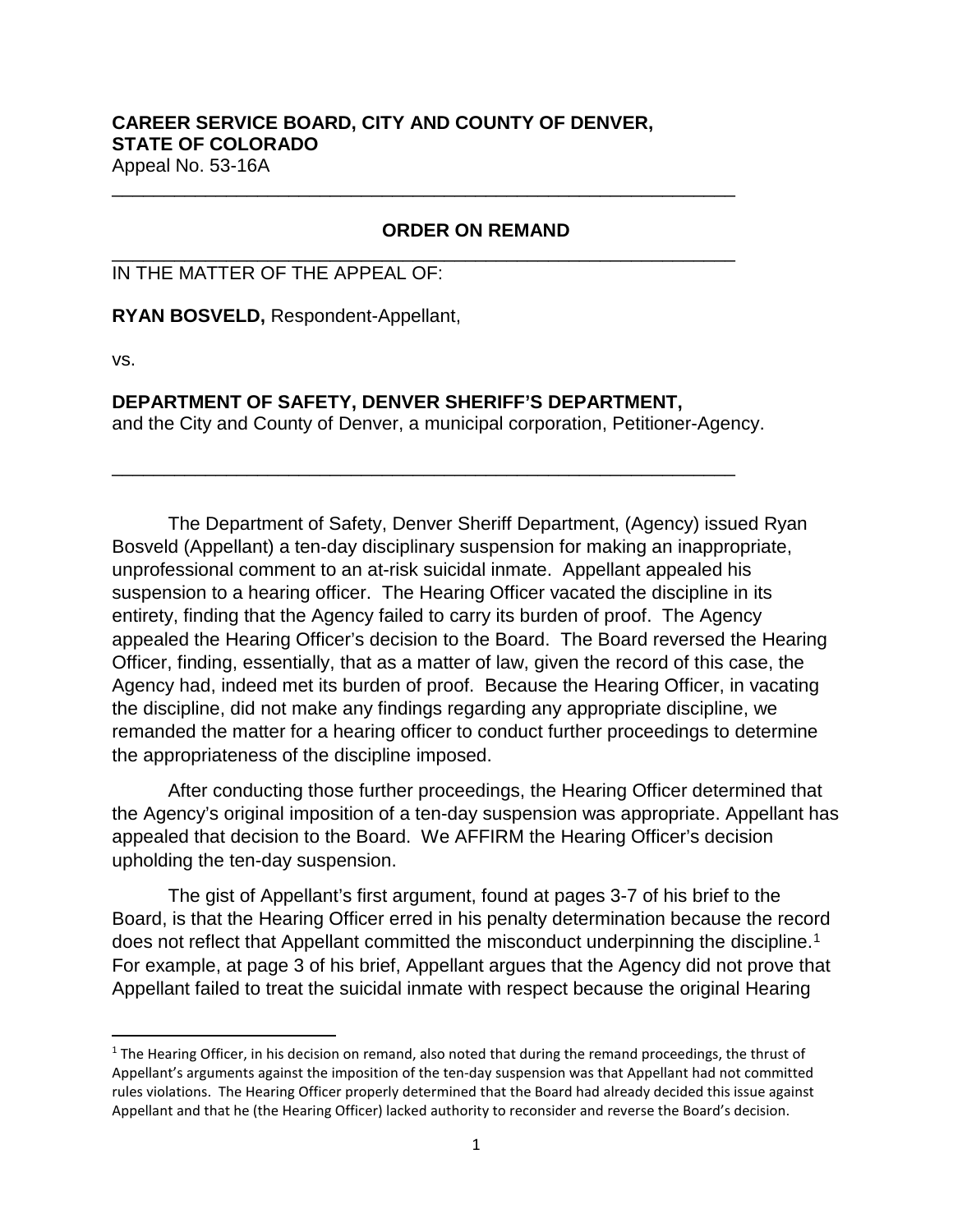**CAREER SERVICE BOARD, CITY AND COUNTY OF DENVER, STATE OF COLORADO**
Appeal No. 53-16A

---

**ORDER ON REMAND**

---

IN THE MATTER OF THE APPEAL OF:

**RYAN BOSVELD,** Respondent-Appellant,

vs.

**DEPARTMENT OF SAFETY, DENVER SHERIFF'S DEPARTMENT,**
and the City and County of Denver, a municipal corporation, Petitioner-Agency.

---

The Department of Safety, Denver Sheriff Department, (Agency) issued Ryan Bosveld (Appellant) a ten-day disciplinary suspension for making an inappropriate, unprofessional comment to an at-risk suicidal inmate. Appellant appealed his suspension to a hearing officer. The Hearing Officer vacated the discipline in its entirety, finding that the Agency failed to carry its burden of proof. The Agency appealed the Hearing Officer's decision to the Board. The Board reversed the Hearing Officer, finding, essentially, that as a matter of law, given the record of this case, the Agency had, indeed met its burden of proof. Because the Hearing Officer, in vacating the discipline, did not make any findings regarding any appropriate discipline, we remanded the matter for a hearing officer to conduct further proceedings to determine the appropriateness of the discipline imposed.

After conducting those further proceedings, the Hearing Officer determined that the Agency's original imposition of a ten-day suspension was appropriate. Appellant has appealed that decision to the Board. We AFFIRM the Hearing Officer's decision upholding the ten-day suspension.

The gist of Appellant's first argument, found at pages 3-7 of his brief to the Board, is that the Hearing Officer erred in his penalty determination because the record does not reflect that Appellant committed the misconduct underpinning the discipline.[1] For example, at page 3 of his brief, Appellant argues that the Agency did not prove that Appellant failed to treat the suicidal inmate with respect because the original Hearing

---

[1] The Hearing Officer, in his decision on remand, also noted that during the remand proceedings, the thrust of Appellant's arguments against the imposition of the ten-day suspension was that Appellant had not committed rules violations. The Hearing Officer properly determined that the Board had already decided this issue against Appellant and that he (the Hearing Officer) lacked authority to reconsider and reverse the Board's decision.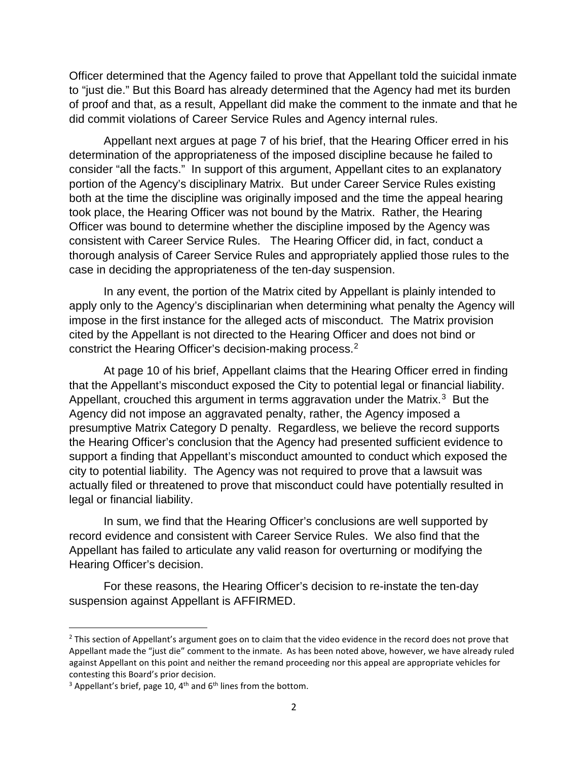Officer determined that the Agency failed to prove that Appellant told the suicidal inmate to "just die." But this Board has already determined that the Agency had met its burden of proof and that, as a result, Appellant did make the comment to the inmate and that he did commit violations of Career Service Rules and Agency internal rules.

Appellant next argues at page 7 of his brief, that the Hearing Officer erred in his determination of the appropriateness of the imposed discipline because he failed to consider "all the facts." In support of this argument, Appellant cites to an explanatory portion of the Agency's disciplinary Matrix. But under Career Service Rules existing both at the time the discipline was originally imposed and the time the appeal hearing took place, the Hearing Officer was not bound by the Matrix. Rather, the Hearing Officer was bound to determine whether the discipline imposed by the Agency was consistent with Career Service Rules. The Hearing Officer did, in fact, conduct a thorough analysis of Career Service Rules and appropriately applied those rules to the case in deciding the appropriateness of the ten-day suspension.

In any event, the portion of the Matrix cited by Appellant is plainly intended to apply only to the Agency's disciplinarian when determining what penalty the Agency will impose in the first instance for the alleged acts of misconduct. The Matrix provision cited by the Appellant is not directed to the Hearing Officer and does not bind or constrict the Hearing Officer's decision-making process.[2]

At page 10 of his brief, Appellant claims that the Hearing Officer erred in finding that the Appellant's misconduct exposed the City to potential legal or financial liability. Appellant, crouched this argument in terms aggravation under the Matrix.[3] But the Agency did not impose an aggravated penalty, rather, the Agency imposed a presumptive Matrix Category D penalty. Regardless, we believe the record supports the Hearing Officer's conclusion that the Agency had presented sufficient evidence to support a finding that Appellant's misconduct amounted to conduct which exposed the city to potential liability. The Agency was not required to prove that a lawsuit was actually filed or threatened to prove that misconduct could have potentially resulted in legal or financial liability.

In sum, we find that the Hearing Officer's conclusions are well supported by record evidence and consistent with Career Service Rules. We also find that the Appellant has failed to articulate any valid reason for overturning or modifying the Hearing Officer's decision.

For these reasons, the Hearing Officer's decision to re-instate the ten-day suspension against Appellant is AFFIRMED.

---

[2] This section of Appellant's argument goes on to claim that the video evidence in the record does not prove that Appellant made the "just die" comment to the inmate. As has been noted above, however, we have already ruled against Appellant on this point and neither the remand proceeding nor this appeal are appropriate vehicles for contesting this Board's prior decision.

[3] Appellant's brief, page 10, 4th and 6th lines from the bottom.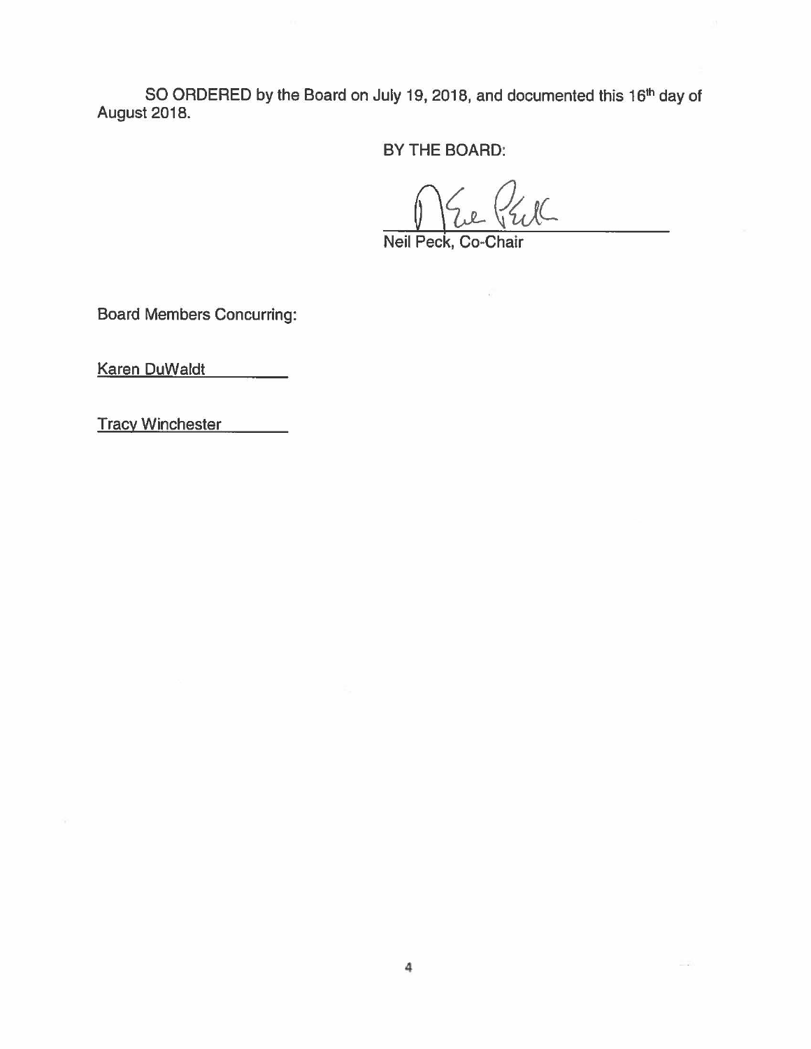SO ORDERED by the Board on July 19, 2018, and documented this 16th day of August 2018.

BY THE BOARD:

Neil Peck, Co-Chair

Board Members Concurring:

Karen DuWaldt

Tracy Winchester